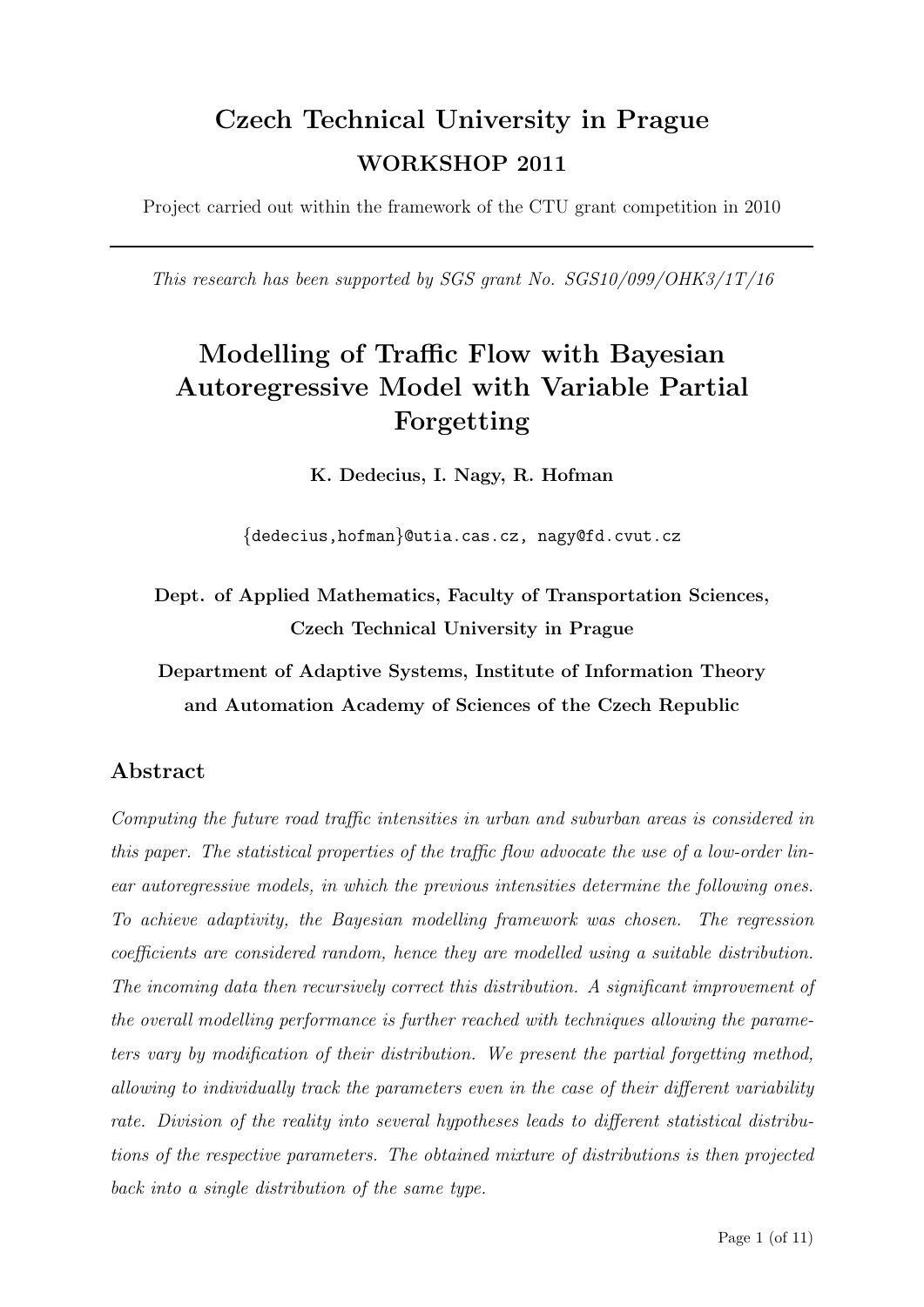# Czech Technical University in Prague

## WORKSHOP 2011

Project carried out within the framework of the CTU grant competition in 2010

---

*This research has been supported by SGS grant No. SGS10/099/OHK3/1T/16*

# Modelling of Traffic Flow with Bayesian Autoregressive Model with Variable Partial Forgetting

**K. Dedecius, I. Nagy, R. Hofman**

{dedecius,hofman}@utia.cas.cz, nagy@fd.cvut.cz

**Dept. of Applied Mathematics, Faculty of Transportation Sciences, Czech Technical University in Prague**

**Department of Adaptive Systems, Institute of Information Theory and Automation Academy of Sciences of the Czech Republic**

## Abstract

*Computing the future road traffic intensities in urban and suburban areas is considered in this paper. The statistical properties of the traffic flow advocate the use of a low-order linear autoregressive models, in which the previous intensities determine the following ones. To achieve adaptivity, the Bayesian modelling framework was chosen. The regression coefficients are considered random, hence they are modelled using a suitable distribution. The incoming data then recursively correct this distribution. A significant improvement of the overall modelling performance is further reached with techniques allowing the parameters vary by modification of their distribution. We present the partial forgetting method, allowing to individually track the parameters even in the case of their different variability rate. Division of the reality into several hypotheses leads to different statistical distributions of the respective parameters. The obtained mixture of distributions is then projected back into a single distribution of the same type.*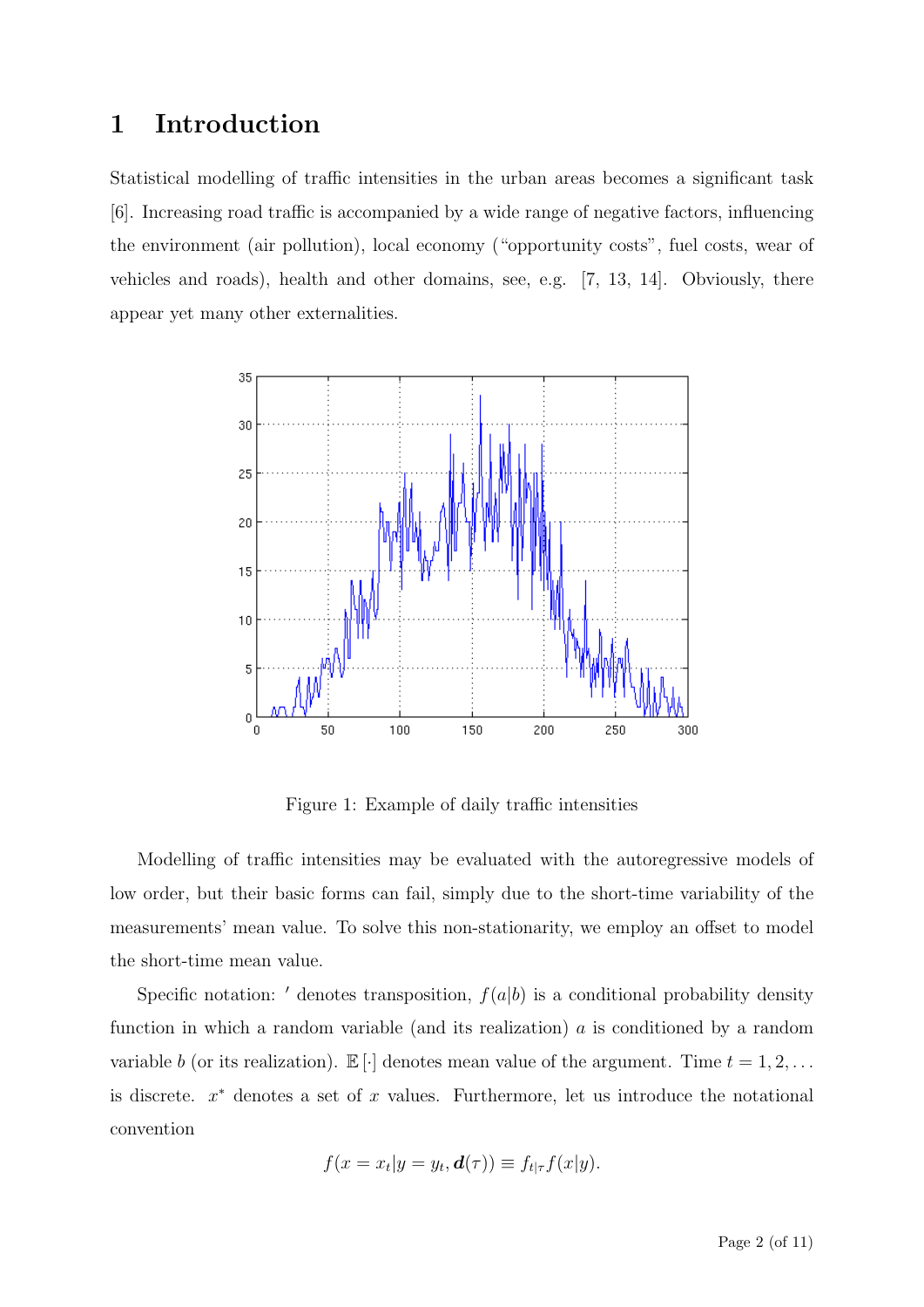# 1 Introduction

Statistical modelling of traffic intensities in the urban areas becomes a significant task [6]. Increasing road traffic is accompanied by a wide range of negative factors, influencing the environment (air pollution), local economy ("opportunity costs", fuel costs, wear of vehicles and roads), health and other domains, see, e.g. [7, 13, 14]. Obviously, there appear yet many other externalities.

Figure 1: Example of daily traffic intensities

Modelling of traffic intensities may be evaluated with the autoregressive models of low order, but their basic forms can fail, simply due to the short-time variability of the measurements' mean value. To solve this non-stationarity, we employ an offset to model the short-time mean value.

Specific notation: $'$ denotes transposition, $f(a|b)$ is a conditional probability density function in which a random variable (and its realization) $a$ is conditioned by a random variable $b$ (or its realization). $\mathbb{E}[\cdot]$ denotes mean value of the argument. Time $t = 1, 2, \ldots$ is discrete. $x^*$ denotes a set of $x$ values. Furthermore, let us introduce the notational convention

$$f(x = x_t | y = y_t, \boldsymbol{d}(\tau)) \equiv f_{t|\tau} f(x|y).$$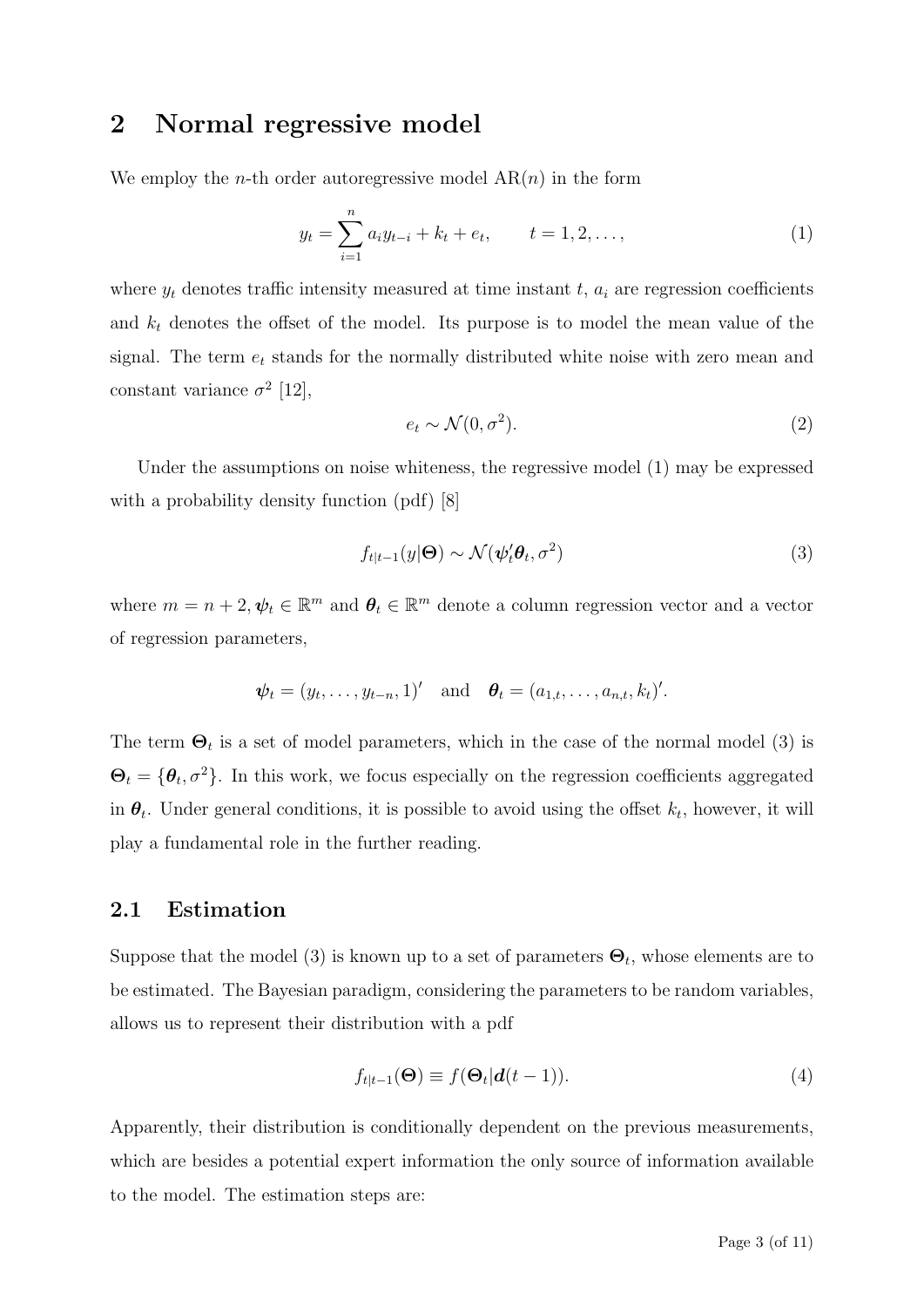## 2 Normal regressive model

We employ the $n$-th order autoregressive model AR($n$) in the form

$$y_t = \sum_{i=1}^{n} a_i y_{t-i} + k_t + e_t, \qquad t = 1, 2, \ldots, \tag{1}$$

where $y_t$ denotes traffic intensity measured at time instant $t$, $a_i$ are regression coefficients and $k_t$ denotes the offset of the model. Its purpose is to model the mean value of the signal. The term $e_t$ stands for the normally distributed white noise with zero mean and constant variance $\sigma^2$ [12],

$$e_t \sim \mathcal{N}(0, \sigma^2). \tag{2}$$

Under the assumptions on noise whiteness, the regressive model (1) may be expressed with a probability density function (pdf) [8]

$$f_{t|t-1}(y|\boldsymbol{\Theta}) \sim \mathcal{N}(\boldsymbol{\psi}_t' \boldsymbol{\theta}_t, \sigma^2) \tag{3}$$

where $m = n+2, \boldsymbol{\psi}_t \in \mathbb{R}^m$ and $\boldsymbol{\theta}_t \in \mathbb{R}^m$ denote a column regression vector and a vector of regression parameters,

$$\boldsymbol{\psi}_t = (y_t, \ldots, y_{t-n}, 1)' \quad \text{and} \quad \boldsymbol{\theta}_t = (a_{1,t}, \ldots, a_{n,t}, k_t)'.$$

The term $\boldsymbol{\Theta}_t$ is a set of model parameters, which in the case of the normal model (3) is $\boldsymbol{\Theta}_t = \{\boldsymbol{\theta}_t, \sigma^2\}$. In this work, we focus especially on the regression coefficients aggregated in $\boldsymbol{\theta}_t$. Under general conditions, it is possible to avoid using the offset $k_t$, however, it will play a fundamental role in the further reading.

### 2.1 Estimation

Suppose that the model (3) is known up to a set of parameters $\boldsymbol{\Theta}_t$, whose elements are to be estimated. The Bayesian paradigm, considering the parameters to be random variables, allows us to represent their distribution with a pdf

$$f_{t|t-1}(\boldsymbol{\Theta}) \equiv f(\boldsymbol{\Theta}_t | \boldsymbol{d}(t-1)). \tag{4}$$

Apparently, their distribution is conditionally dependent on the previous measurements, which are besides a potential expert information the only source of information available to the model. The estimation steps are: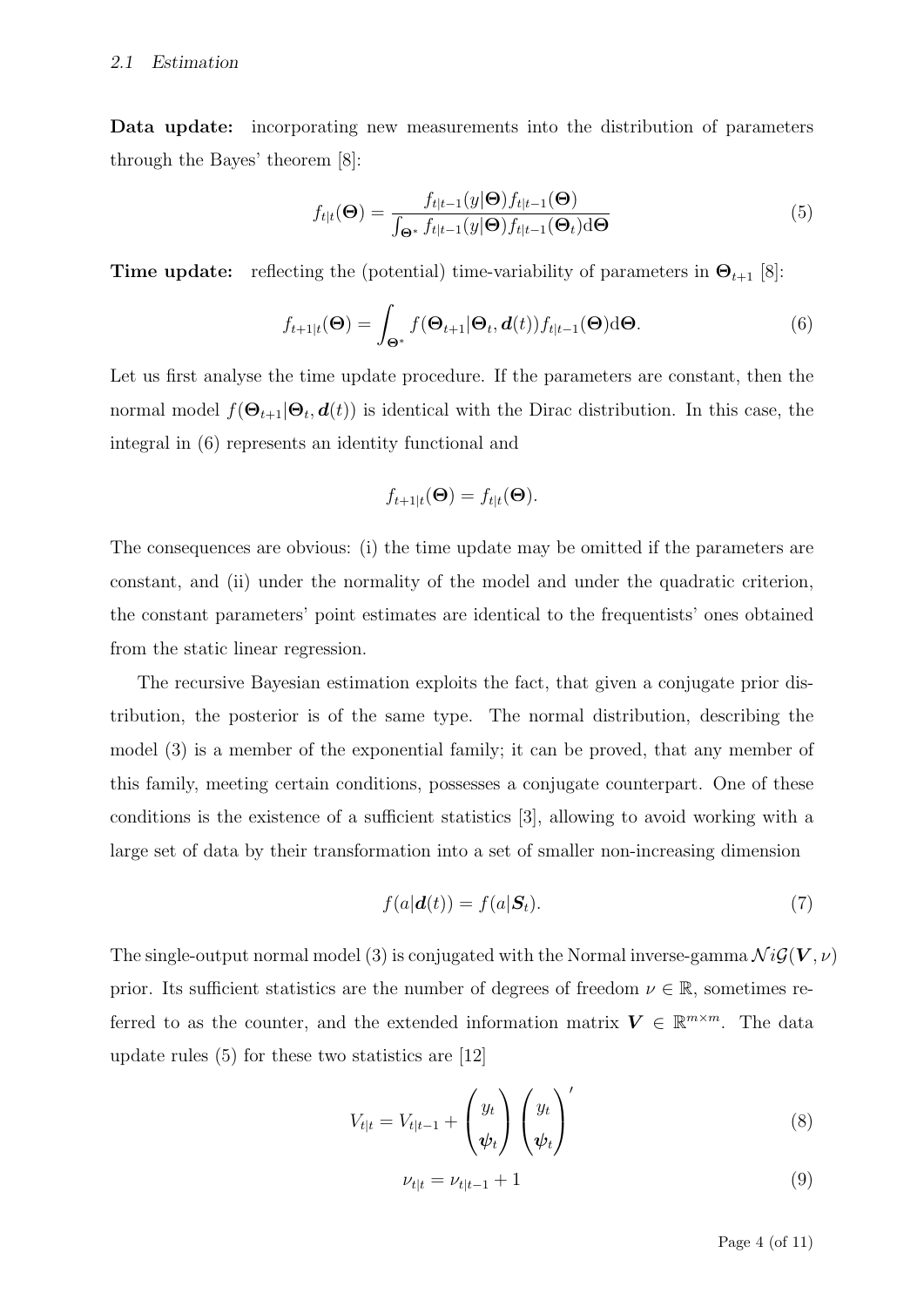**Data update:** incorporating new measurements into the distribution of parameters through the Bayes' theorem [8]:

$$f_{t|t}(\boldsymbol{\Theta}) = \frac{f_{t|t-1}(y|\boldsymbol{\Theta}) f_{t|t-1}(\boldsymbol{\Theta})}{\int_{\boldsymbol{\Theta}^*} f_{t|t-1}(y|\boldsymbol{\Theta}) f_{t|t-1}(\boldsymbol{\Theta}_t) \mathrm{d}\boldsymbol{\Theta}} \tag{5}$$

**Time update:** reflecting the (potential) time-variability of parameters in $\boldsymbol{\Theta}_{t+1}$ [8]:

$$f_{t+1|t}(\boldsymbol{\Theta}) = \int_{\boldsymbol{\Theta}^*} f(\boldsymbol{\Theta}_{t+1}|\boldsymbol{\Theta}_t, \boldsymbol{d}(t)) f_{t|t-1}(\boldsymbol{\Theta}) \mathrm{d}\boldsymbol{\Theta}. \tag{6}$$

Let us first analyse the time update procedure. If the parameters are constant, then the normal model $f(\boldsymbol{\Theta}_{t+1}|\boldsymbol{\Theta}_t, \boldsymbol{d}(t))$ is identical with the Dirac distribution. In this case, the integral in (6) represents an identity functional and

$$f_{t+1|t}(\boldsymbol{\Theta}) = f_{t|t}(\boldsymbol{\Theta}).$$

The consequences are obvious: (i) the time update may be omitted if the parameters are constant, and (ii) under the normality of the model and under the quadratic criterion, the constant parameters' point estimates are identical to the frequentists' ones obtained from the static linear regression.

The recursive Bayesian estimation exploits the fact, that given a conjugate prior distribution, the posterior is of the same type. The normal distribution, describing the model (3) is a member of the exponential family; it can be proved, that any member of this family, meeting certain conditions, possesses a conjugate counterpart. One of these conditions is the existence of a sufficient statistics [3], allowing to avoid working with a large set of data by their transformation into a set of smaller non-increasing dimension

$$f(a|\boldsymbol{d}(t)) = f(a|\boldsymbol{S}_t). \tag{7}$$

The single-output normal model (3) is conjugated with the Normal inverse-gamma $\mathcal{N}i\mathcal{G}(\boldsymbol{V}, \nu)$ prior. Its sufficient statistics are the number of degrees of freedom $\nu \in \mathbb{R}$, sometimes referred to as the counter, and the extended information matrix $\boldsymbol{V} \in \mathbb{R}^{m \times m}$. The data update rules (5) for these two statistics are [12]

$$V_{t|t} = V_{t|t-1} + \begin{pmatrix} y_t \\ \boldsymbol{\psi}_t \end{pmatrix} \begin{pmatrix} y_t \\ \boldsymbol{\psi}_t \end{pmatrix}' \tag{8}$$

$$\nu_{t|t} = \nu_{t|t-1} + 1 \tag{9}$$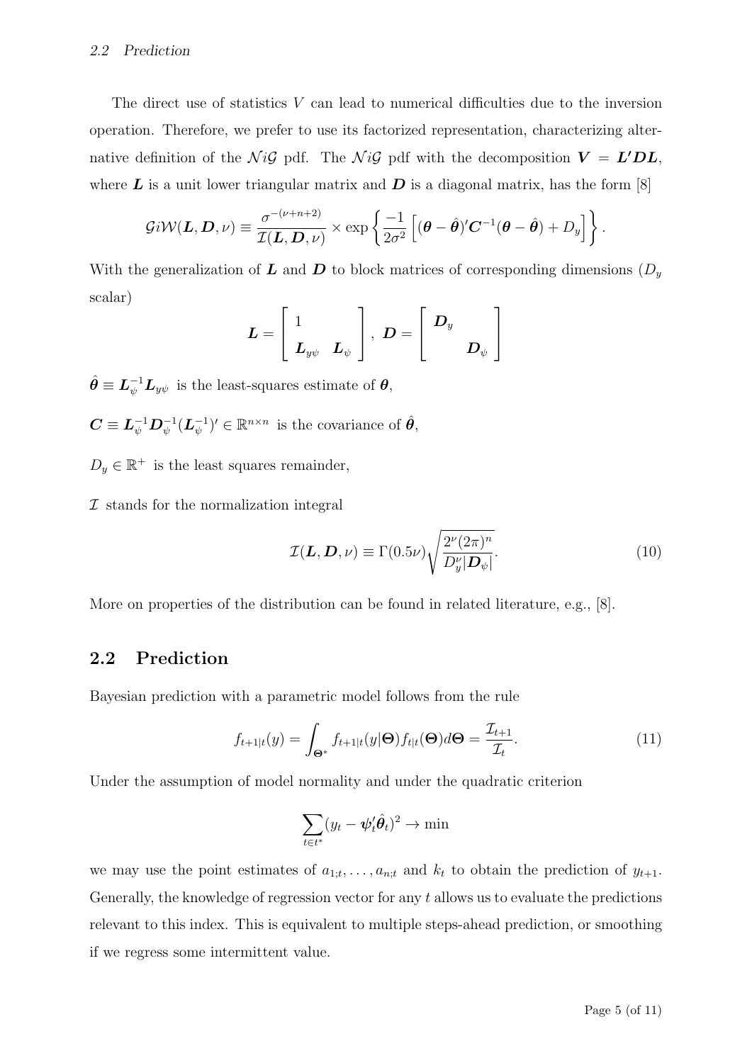The direct use of statistics $V$ can lead to numerical difficulties due to the inversion operation. Therefore, we prefer to use its factorized representation, characterizing alternative definition of the $\mathcal{N}i\mathcal{G}$ pdf. The $\mathcal{N}i\mathcal{G}$ pdf with the decomposition $\boldsymbol{V} = \boldsymbol{L}'\boldsymbol{D}\boldsymbol{L}$, where $\boldsymbol{L}$ is a unit lower triangular matrix and $\boldsymbol{D}$ is a diagonal matrix, has the form [8]

$$\mathcal{G}i\mathcal{W}(\boldsymbol{L}, \boldsymbol{D}, \nu) \equiv \frac{\sigma^{-(\nu+n+2)}}{\mathcal{I}(\boldsymbol{L}, \boldsymbol{D}, \nu)} \times \exp\left\{ \frac{-1}{2\sigma^2} \left[ (\boldsymbol{\theta} - \hat{\boldsymbol{\theta}})' \boldsymbol{C}^{-1} (\boldsymbol{\theta} - \hat{\boldsymbol{\theta}}) + D_y \right] \right\}.$$

With the generalization of $\boldsymbol{L}$ and $\boldsymbol{D}$ to block matrices of corresponding dimensions ($D_y$ scalar)

$$\boldsymbol{L} = \begin{bmatrix} 1 & \\ \boldsymbol{L}_{y\psi} & \boldsymbol{L}_{\psi} \end{bmatrix}, \ \boldsymbol{D} = \begin{bmatrix} \boldsymbol{D}_y & \\ & \boldsymbol{D}_{\psi} \end{bmatrix}$$

$\hat{\boldsymbol{\theta}} \equiv \boldsymbol{L}_{\psi}^{-1} \boldsymbol{L}_{y\psi}$ is the least-squares estimate of $\boldsymbol{\theta}$,

$\boldsymbol{C} \equiv \boldsymbol{L}_{\psi}^{-1} \boldsymbol{D}_{\psi}^{-1} (\boldsymbol{L}_{\psi}^{-1})' \in \mathbb{R}^{n \times n}$ is the covariance of $\hat{\boldsymbol{\theta}}$,

$D_y \in \mathbb{R}^{+}$ is the least squares remainder,

$\mathcal{I}$ stands for the normalization integral

$$\mathcal{I}(\boldsymbol{L}, \boldsymbol{D}, \nu) \equiv \Gamma(0.5\nu) \sqrt{\frac{2^{\nu}(2\pi)^n}{D_y^{\nu} |\boldsymbol{D}_{\psi}|}}. \tag{10}$$

More on properties of the distribution can be found in related literature, e.g., [8].

## 2.2 Prediction

Bayesian prediction with a parametric model follows from the rule

$$f_{t+1|t}(y) = \int_{\boldsymbol{\Theta}^*} f_{t+1|t}(y|\boldsymbol{\Theta}) f_{t|t}(\boldsymbol{\Theta}) d\boldsymbol{\Theta} = \frac{\mathcal{I}_{t+1}}{\mathcal{I}_t}. \tag{11}$$

Under the assumption of model normality and under the quadratic criterion

$$\sum_{t \in t^*} (y_t - \boldsymbol{\psi}_t' \hat{\boldsymbol{\theta}}_t)^2 \to \min$$

we may use the point estimates of $a_{1;t}, \ldots, a_{n;t}$ and $k_t$ to obtain the prediction of $y_{t+1}$. Generally, the knowledge of regression vector for any $t$ allows us to evaluate the predictions relevant to this index. This is equivalent to multiple steps-ahead prediction, or smoothing if we regress some intermittent value.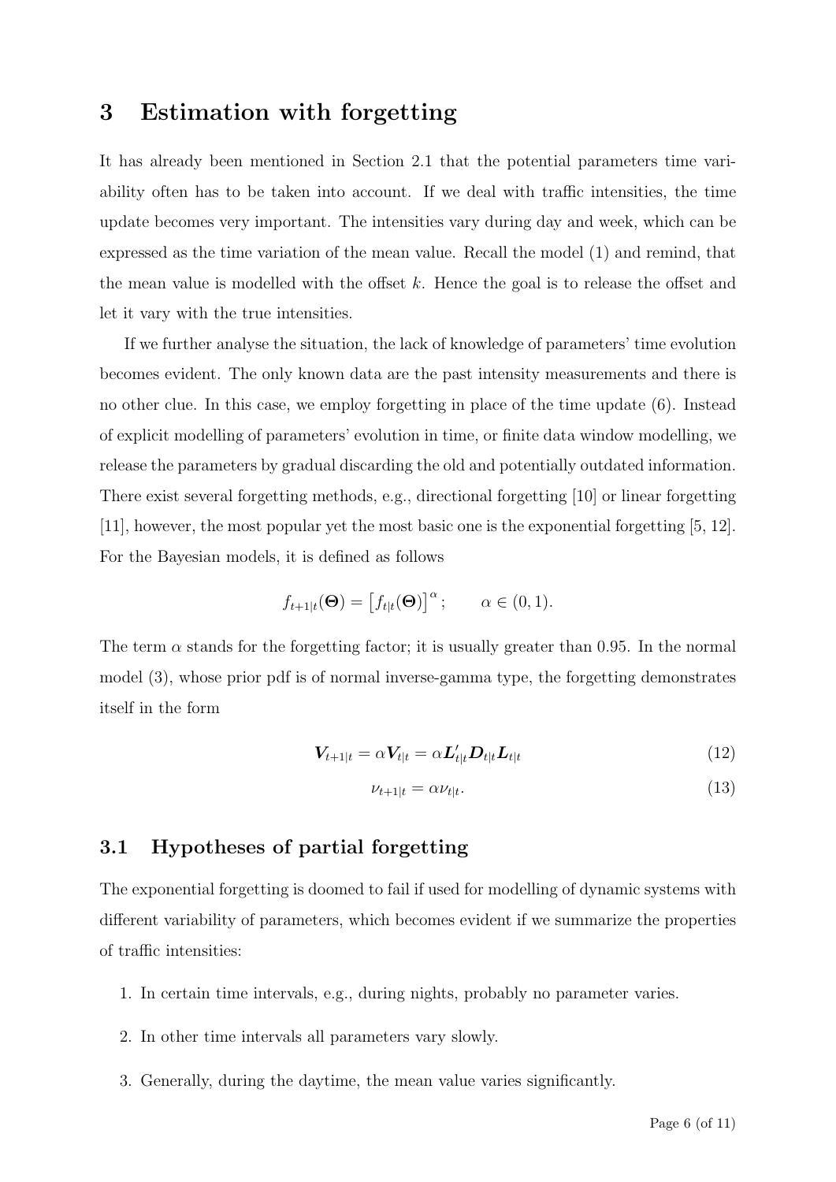# 3 Estimation with forgetting

It has already been mentioned in Section 2.1 that the potential parameters time variability often has to be taken into account. If we deal with traffic intensities, the time update becomes very important. The intensities vary during day and week, which can be expressed as the time variation of the mean value. Recall the model (1) and remind, that the mean value is modelled with the offset $k$. Hence the goal is to release the offset and let it vary with the true intensities.

If we further analyse the situation, the lack of knowledge of parameters' time evolution becomes evident. The only known data are the past intensity measurements and there is no other clue. In this case, we employ forgetting in place of the time update (6). Instead of explicit modelling of parameters' evolution in time, or finite data window modelling, we release the parameters by gradual discarding the old and potentially outdated information. There exist several forgetting methods, e.g., directional forgetting [10] or linear forgetting [11], however, the most popular yet the most basic one is the exponential forgetting [5, 12]. For the Bayesian models, it is defined as follows

$$f_{t+1|t}(\boldsymbol{\Theta}) = \left[f_{t|t}(\boldsymbol{\Theta})\right]^{\alpha}; \qquad \alpha \in (0, 1).$$

The term $\alpha$ stands for the forgetting factor; it is usually greater than 0.95. In the normal model (3), whose prior pdf is of normal inverse-gamma type, the forgetting demonstrates itself in the form

$$\boldsymbol{V}_{t+1|t} = \alpha \boldsymbol{V}_{t|t} = \alpha \boldsymbol{L}'_{t|t} \boldsymbol{D}_{t|t} \boldsymbol{L}_{t|t} \tag{12}$$

$$\nu_{t+1|t} = \alpha \nu_{t|t}. \tag{13}$$

## 3.1 Hypotheses of partial forgetting

The exponential forgetting is doomed to fail if used for modelling of dynamic systems with different variability of parameters, which becomes evident if we summarize the properties of traffic intensities:

1. In certain time intervals, e.g., during nights, probably no parameter varies.
2. In other time intervals all parameters vary slowly.
3. Generally, during the daytime, the mean value varies significantly.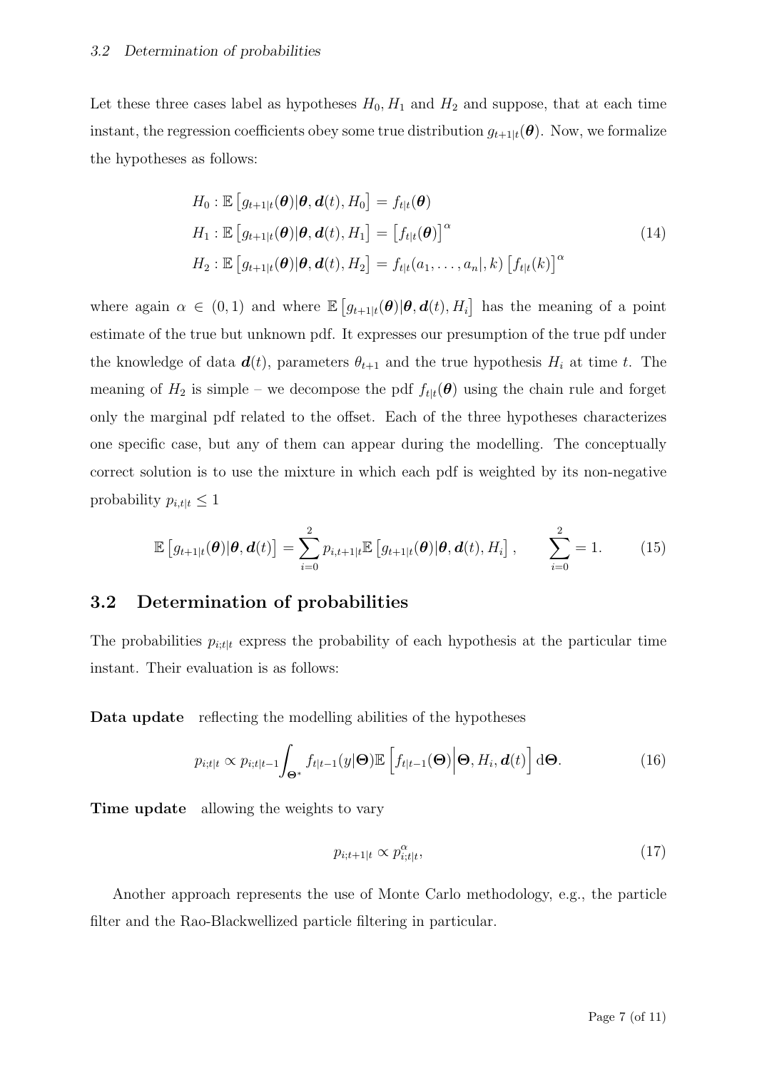Let these three cases label as hypotheses $H_0, H_1$ and $H_2$ and suppose, that at each time instant, the regression coefficients obey some true distribution $g_{t+1|t}(\boldsymbol{\theta})$. Now, we formalize the hypotheses as follows:

$$
\begin{aligned}
H_0 &: \mathbb{E}\left[g_{t+1|t}(\boldsymbol{\theta})|\boldsymbol{\theta}, \boldsymbol{d}(t), H_0\right] = f_{t|t}(\boldsymbol{\theta}) \\
H_1 &: \mathbb{E}\left[g_{t+1|t}(\boldsymbol{\theta})|\boldsymbol{\theta}, \boldsymbol{d}(t), H_1\right] = \left[f_{t|t}(\boldsymbol{\theta})\right]^{\alpha} \\
H_2 &: \mathbb{E}\left[g_{t+1|t}(\boldsymbol{\theta})|\boldsymbol{\theta}, \boldsymbol{d}(t), H_2\right] = f_{t|t}(a_1, \ldots, a_n|, k) \left[f_{t|t}(k)\right]^{\alpha}
\end{aligned}
\tag{14}
$$

where again $\alpha \in (0, 1)$ and where $\mathbb{E}\left[g_{t+1|t}(\boldsymbol{\theta})|\boldsymbol{\theta}, \boldsymbol{d}(t), H_i\right]$ has the meaning of a point estimate of the true but unknown pdf. It expresses our presumption of the true pdf under the knowledge of data $\boldsymbol{d}(t)$, parameters $\theta_{t+1}$ and the true hypothesis $H_i$ at time $t$. The meaning of $H_2$ is simple – we decompose the pdf $f_{t|t}(\boldsymbol{\theta})$ using the chain rule and forget only the marginal pdf related to the offset. Each of the three hypotheses characterizes one specific case, but any of them can appear during the modelling. The conceptually correct solution is to use the mixture in which each pdf is weighted by its non-negative probability $p_{i,t|t} \leq 1$

$$
\mathbb{E}\left[g_{t+1|t}(\boldsymbol{\theta})|\boldsymbol{\theta}, \boldsymbol{d}(t)\right] = \sum_{i=0}^{2} p_{i,t+1|t} \mathbb{E}\left[g_{t+1|t}(\boldsymbol{\theta})|\boldsymbol{\theta}, \boldsymbol{d}(t), H_i\right], \qquad \sum_{i=0}^{2} = 1. \tag{15}
$$

## 3.2 Determination of probabilities

The probabilities $p_{i;t|t}$ express the probability of each hypothesis at the particular time instant. Their evaluation is as follows:

**Data update** reflecting the modelling abilities of the hypotheses

$$
p_{i;t|t} \propto p_{i;t|t-1} \int_{\boldsymbol{\Theta}^*} f_{t|t-1}(y|\boldsymbol{\Theta}) \mathbb{E}\left[f_{t|t-1}(\boldsymbol{\Theta}) \middle| \boldsymbol{\Theta}, H_i, \boldsymbol{d}(t)\right] \mathrm{d}\boldsymbol{\Theta}. \tag{16}
$$

**Time update** allowing the weights to vary

$$
p_{i;t+1|t} \propto p_{i;t|t}^{\alpha}, \tag{17}
$$

Another approach represents the use of Monte Carlo methodology, e.g., the particle filter and the Rao-Blackwellized particle filtering in particular.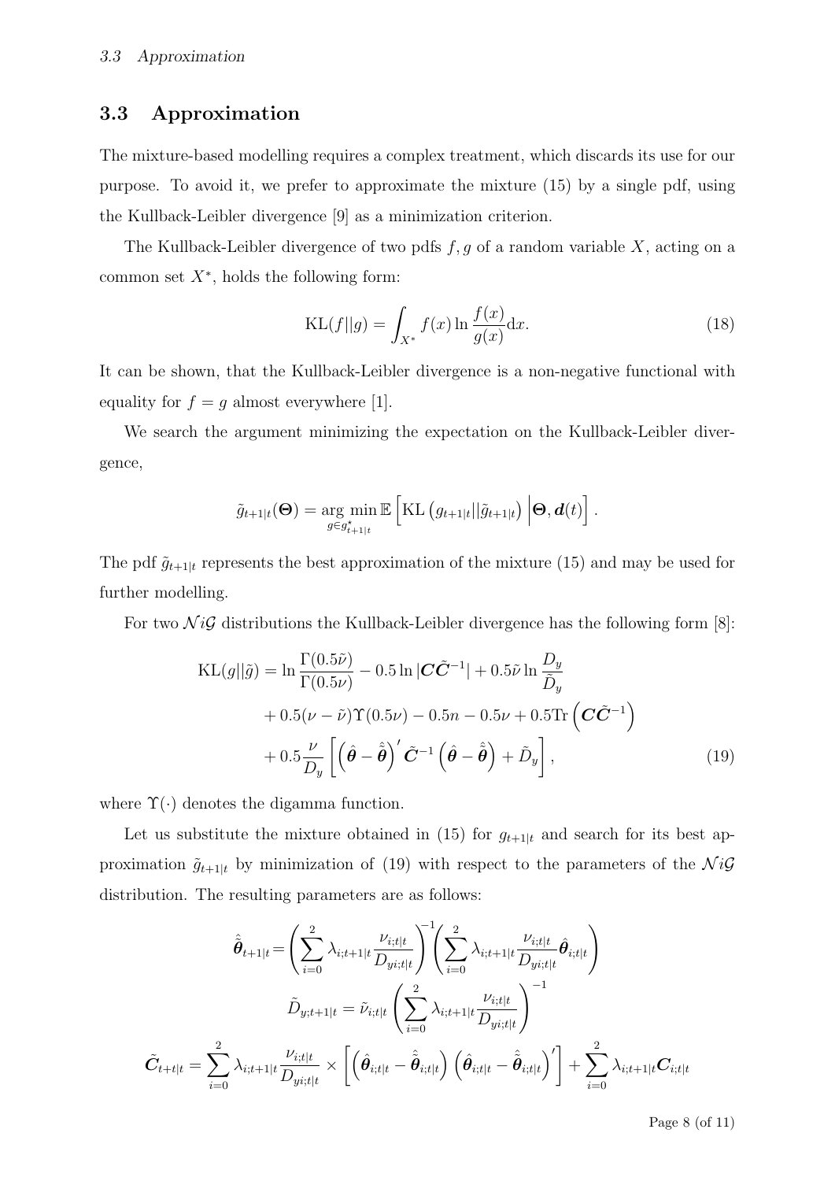## 3.3 Approximation

The mixture-based modelling requires a complex treatment, which discards its use for our purpose. To avoid it, we prefer to approximate the mixture (15) by a single pdf, using the Kullback-Leibler divergence [9] as a minimization criterion.

The Kullback-Leibler divergence of two pdfs $f, g$ of a random variable $X$, acting on a common set $X^*$, holds the following form:

$$\mathrm{KL}(f||g) = \int_{X^*} f(x) \ln \frac{f(x)}{g(x)} \mathrm{d}x. \tag{18}$$

It can be shown, that the Kullback-Leibler divergence is a non-negative functional with equality for $f = g$ almost everywhere [1].

We search the argument minimizing the expectation on the Kullback-Leibler divergence,

$$\tilde{g}_{t+1|t}(\boldsymbol{\Theta}) = \underset{g \in g^{\star}_{t+1|t}}{\arg\min}\, \mathbb{E}\left[ \mathrm{KL}\left(g_{t+1|t}||\tilde{g}_{t+1|t}\right) \Big| \boldsymbol{\Theta}, \boldsymbol{d}(t)\right].$$

The pdf $\tilde{g}_{t+1|t}$ represents the best approximation of the mixture (15) and may be used for further modelling.

For two $\mathcal{N}i\mathcal{G}$ distributions the Kullback-Leibler divergence has the following form [8]:

$$\begin{aligned}
\mathrm{KL}(g||\tilde{g}) = {} & \ln \frac{\Gamma(0.5\tilde{\nu})}{\Gamma(0.5\nu)} - 0.5 \ln |\boldsymbol{C}\tilde{\boldsymbol{C}}^{-1}| + 0.5\tilde{\nu} \ln \frac{D_y}{\tilde{D}_y} \\
& + 0.5(\nu - \tilde{\nu})\Upsilon(0.5\nu) - 0.5n - 0.5\nu + 0.5\mathrm{Tr}\left(\boldsymbol{C}\tilde{\boldsymbol{C}}^{-1}\right) \\
& + 0.5\frac{\nu}{D_y}\left[\left(\hat{\boldsymbol{\theta}} - \hat{\tilde{\boldsymbol{\theta}}}\right)' \tilde{\boldsymbol{C}}^{-1}\left(\hat{\boldsymbol{\theta}} - \hat{\tilde{\boldsymbol{\theta}}}\right) + \tilde{D}_y\right],
\end{aligned} \tag{19}$$

where $\Upsilon(\cdot)$ denotes the digamma function.

Let us substitute the mixture obtained in (15) for $g_{t+1|t}$ and search for its best approximation $\tilde{g}_{t+1|t}$ by minimization of (19) with respect to the parameters of the $\mathcal{N}i\mathcal{G}$ distribution. The resulting parameters are as follows:

$$\hat{\tilde{\boldsymbol{\theta}}}_{t+1|t} = \left(\sum_{i=0}^{2} \lambda_{i;t+1|t} \frac{\nu_{i;t|t}}{D_{yi;t|t}}\right)^{-1} \left(\sum_{i=0}^{2} \lambda_{i;t+1|t} \frac{\nu_{i;t|t}}{D_{yi;t|t}} \hat{\boldsymbol{\theta}}_{i;t|t}\right)$$

$$\tilde{D}_{y;t+1|t} = \tilde{\nu}_{i;t|t} \left(\sum_{i=0}^{2} \lambda_{i;t+1|t} \frac{\nu_{i;t|t}}{D_{yi;t|t}}\right)^{-1}$$

$$\tilde{\boldsymbol{C}}_{t+t|t} = \sum_{i=0}^{2} \lambda_{i;t+1|t} \frac{\nu_{i;t|t}}{D_{yi;t|t}} \times \left[\left(\hat{\boldsymbol{\theta}}_{i;t|t} - \hat{\tilde{\boldsymbol{\theta}}}_{i;t|t}\right)\left(\hat{\boldsymbol{\theta}}_{i;t|t} - \hat{\tilde{\boldsymbol{\theta}}}_{i;t|t}\right)'\right] + \sum_{i=0}^{2} \lambda_{i;t+1|t} \boldsymbol{C}_{i;t|t}$$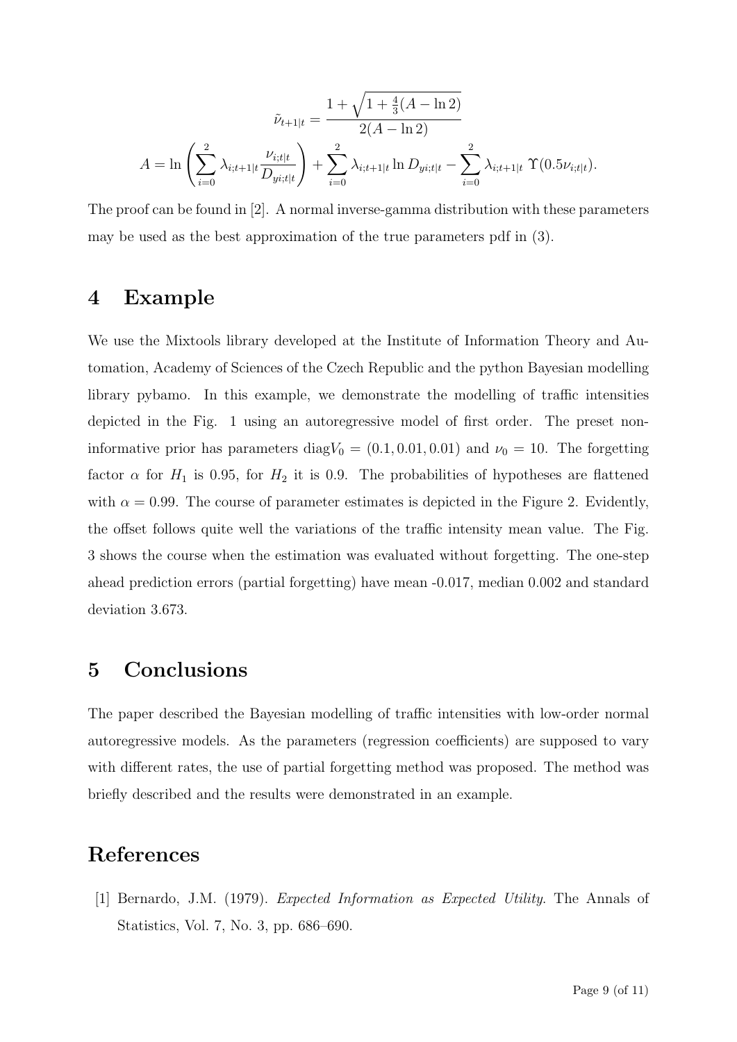$$\tilde{\nu}_{t+1|t} = \frac{1 + \sqrt{1 + \frac{4}{3}(A - \ln 2)}}{2(A - \ln 2)}$$

$$A = \ln\left(\sum_{i=0}^{2} \lambda_{i;t+1|t} \frac{\nu_{i;t|t}}{D_{yi;t|t}}\right) + \sum_{i=0}^{2} \lambda_{i;t+1|t} \ln D_{yi;t|t} - \sum_{i=0}^{2} \lambda_{i;t+1|t}\ \Upsilon(0.5\nu_{i;t|t}).$$

The proof can be found in [2]. A normal inverse-gamma distribution with these parameters may be used as the best approximation of the true parameters pdf in (3).

## 4 Example

We use the Mixtools library developed at the Institute of Information Theory and Automation, Academy of Sciences of the Czech Republic and the python Bayesian modelling library pybamo. In this example, we demonstrate the modelling of traffic intensities depicted in the Fig. 1 using an autoregressive model of first order. The preset non-informative prior has parameters $\text{diag}V_0 = (0.1, 0.01, 0.01)$ and $\nu_0 = 10$. The forgetting factor $\alpha$ for $H_1$ is 0.95, for $H_2$ it is 0.9. The probabilities of hypotheses are flattened with $\alpha = 0.99$. The course of parameter estimates is depicted in the Figure 2. Evidently, the offset follows quite well the variations of the traffic intensity mean value. The Fig. 3 shows the course when the estimation was evaluated without forgetting. The one-step ahead prediction errors (partial forgetting) have mean -0.017, median 0.002 and standard deviation 3.673.

## 5 Conclusions

The paper described the Bayesian modelling of traffic intensities with low-order normal autoregressive models. As the parameters (regression coefficients) are supposed to vary with different rates, the use of partial forgetting method was proposed. The method was briefly described and the results were demonstrated in an example.

## References

[1] Bernardo, J.M. (1979). *Expected Information as Expected Utility*. The Annals of Statistics, Vol. 7, No. 3, pp. 686–690.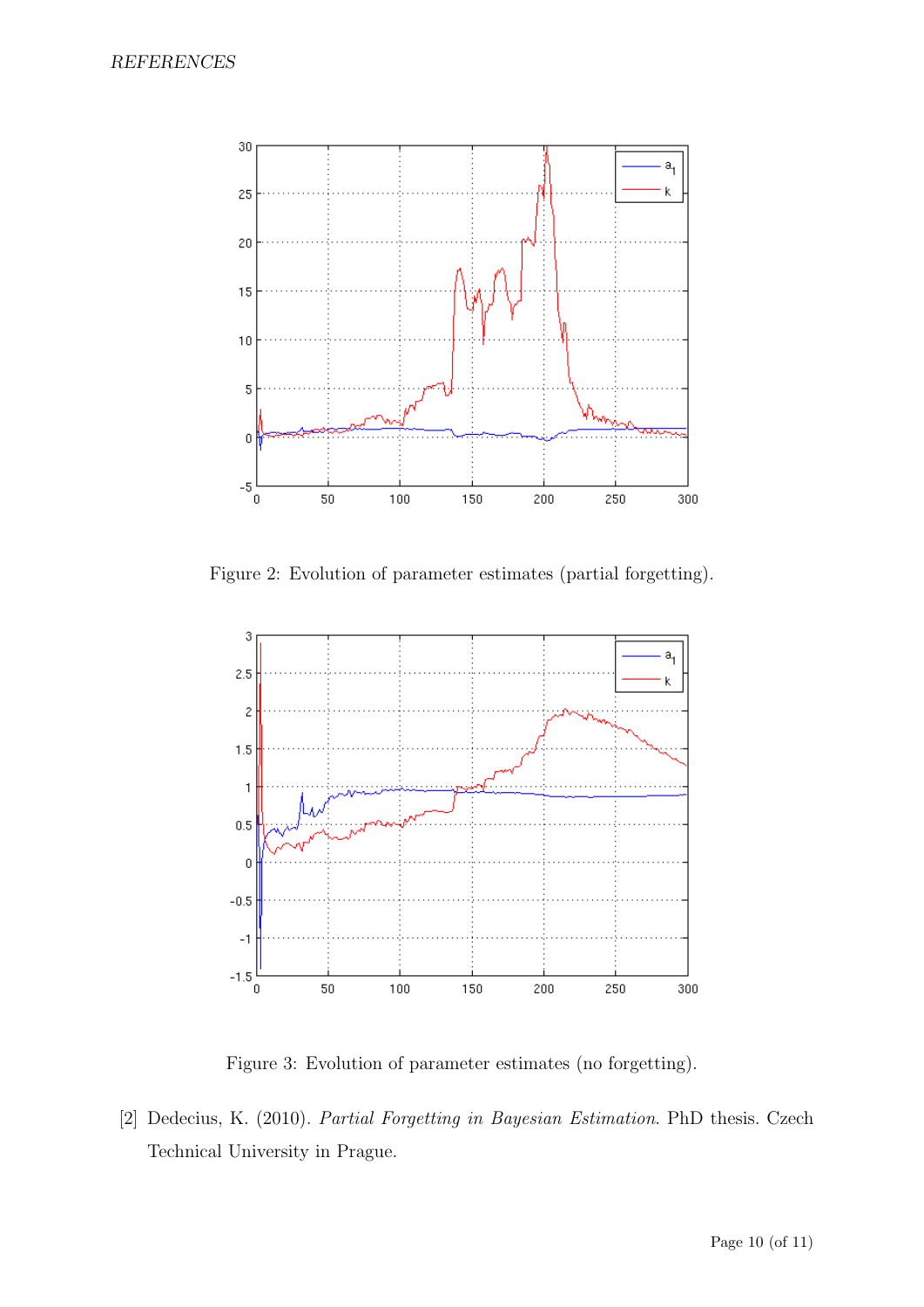Figure 2: Evolution of parameter estimates (partial forgetting).

Figure 3: Evolution of parameter estimates (no forgetting).

[2] Dedecius, K. (2010). *Partial Forgetting in Bayesian Estimation*. PhD thesis. Czech Technical University in Prague.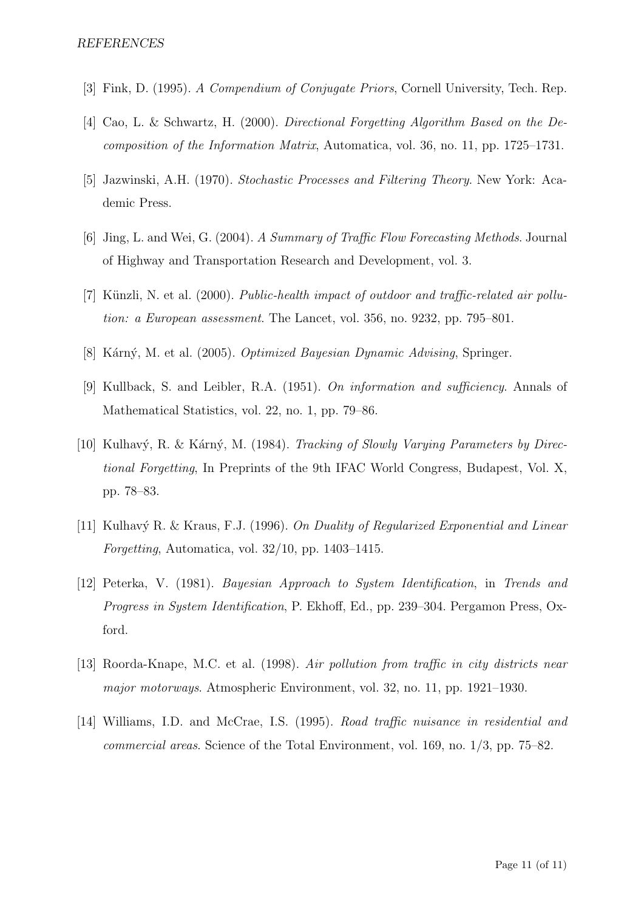[3] Fink, D. (1995). *A Compendium of Conjugate Priors*, Cornell University, Tech. Rep.

[4] Cao, L. & Schwartz, H. (2000). *Directional Forgetting Algorithm Based on the Decomposition of the Information Matrix*, Automatica, vol. 36, no. 11, pp. 1725–1731.

[5] Jazwinski, A.H. (1970). *Stochastic Processes and Filtering Theory*. New York: Academic Press.

[6] Jing, L. and Wei, G. (2004). *A Summary of Traffic Flow Forecasting Methods*. Journal of Highway and Transportation Research and Development, vol. 3.

[7] Künzli, N. et al. (2000). *Public-health impact of outdoor and traffic-related air pollution: a European assessment*. The Lancet, vol. 356, no. 9232, pp. 795–801.

[8] Kárný, M. et al. (2005). *Optimized Bayesian Dynamic Advising*, Springer.

[9] Kullback, S. and Leibler, R.A. (1951). *On information and sufficiency*. Annals of Mathematical Statistics, vol. 22, no. 1, pp. 79–86.

[10] Kulhavý, R. & Kárný, M. (1984). *Tracking of Slowly Varying Parameters by Directional Forgetting*, In Preprints of the 9th IFAC World Congress, Budapest, Vol. X, pp. 78–83.

[11] Kulhavý R. & Kraus, F.J. (1996). *On Duality of Regularized Exponential and Linear Forgetting*, Automatica, vol. 32/10, pp. 1403–1415.

[12] Peterka, V. (1981). *Bayesian Approach to System Identification*, in *Trends and Progress in System Identification*, P. Ekhoff, Ed., pp. 239–304. Pergamon Press, Oxford.

[13] Roorda-Knape, M.C. et al. (1998). *Air pollution from traffic in city districts near major motorways*. Atmospheric Environment, vol. 32, no. 11, pp. 1921–1930.

[14] Williams, I.D. and McCrae, I.S. (1995). *Road traffic nuisance in residential and commercial areas*. Science of the Total Environment, vol. 169, no. 1/3, pp. 75–82.